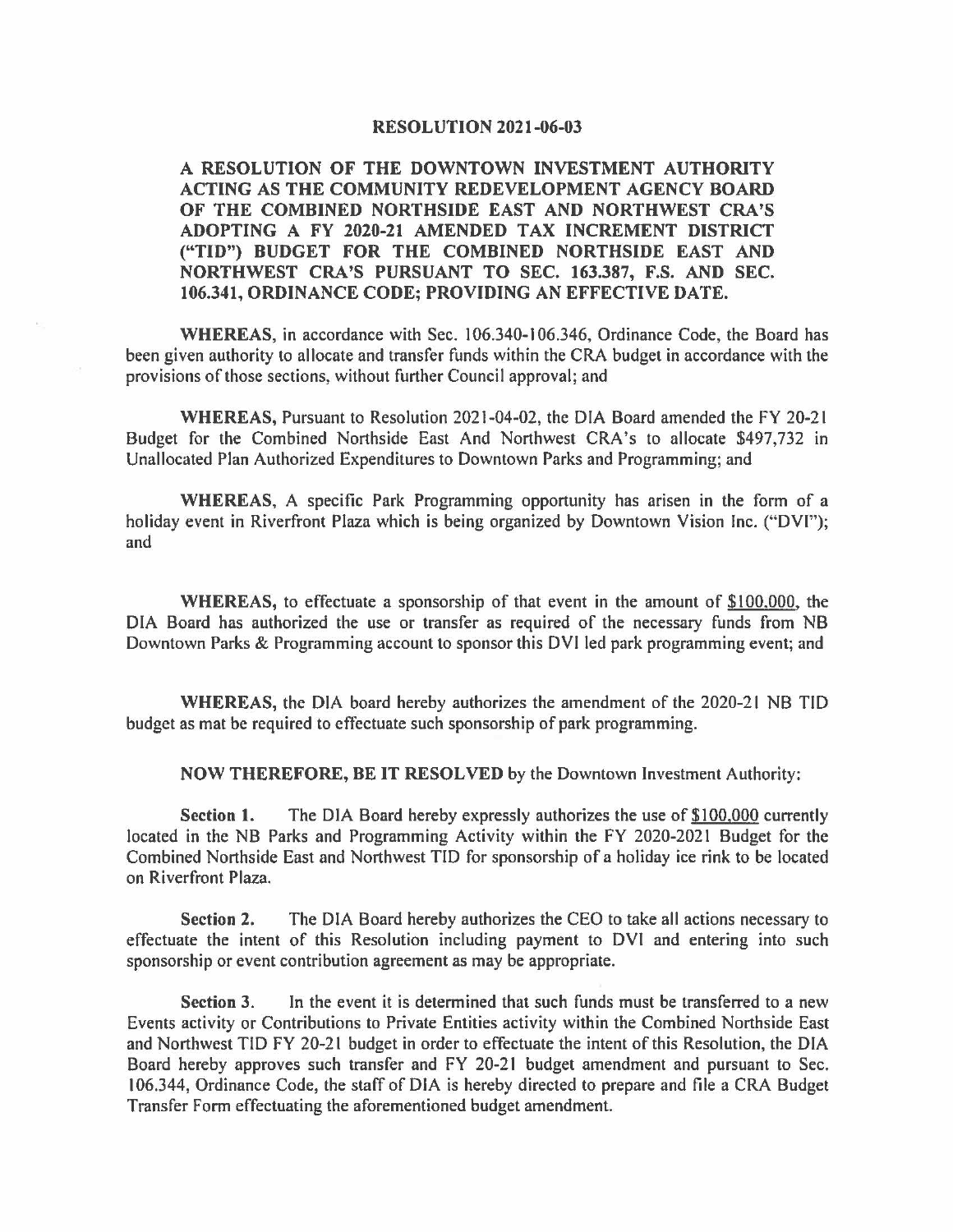# RESOLUTION 2021-06-03

**A RESOLUTION OF THE DOWNTOWN INVESTMENT AUTHORITY ACTING AS THE COMMUNITY REDEVELOPMENT AGENCY BOARD OF THE COMBINED NORTHSIDE EAST AND NORTHWEST CRA'S ADOPTING A FY 2020-21 AMENDED TAX INCREMENT DISTRICT ("TID") BUDGET FOR THE COMBINED NORTHSIDE EAST AND NORTHWEST CRA'S PURSUANT TO SEC. 163.387, F.S. AND SEC. 106.341, ORDINANCE CODE; PROVIDING AN EFFECTIVE DATE.**

**WHEREAS,** in accordance with Sec. 106.340-106.346, Ordinance Code, the Board has been given authority to allocate and transfer funds within the CRA budget in accordance with the provisions of those sections, without further Council approval; and

**WHEREAS,** Pursuant to Resolution 2021-04-02, the DIA Board amended the FY 20-21 Budget for the Combined Northside East And Northwest CRA's to allocate $497,732 in Unallocated Plan Authorized Expenditures to Downtown Parks and Programming; and

**WHEREAS,** A specific Park Programming opportunity has arisen in the form of a holiday event in Riverfront Plaza which is being organized by Downtown Vision Inc. ("DVI"); and

**WHEREAS,** to effectuate a sponsorship of that event in the amount of $100,000, the DIA Board has authorized the use or transfer as required of the necessary funds from NB Downtown Parks & Programming account to sponsor this DVI led park programming event; and

**WHEREAS,** the DIA board hereby authorizes the amendment of the 2020-21 NB TID budget as mat be required to effectuate such sponsorship of park programming.

**NOW THEREFORE, BE IT RESOLVED** by the Downtown Investment Authority:

**Section 1.** The DIA Board hereby expressly authorizes the use of $100,000 currently located in the NB Parks and Programming Activity within the FY 2020-2021 Budget for the Combined Northside East and Northwest TID for sponsorship of a holiday ice rink to be located on Riverfront Plaza.

**Section 2.** The DIA Board hereby authorizes the CEO to take all actions necessary to effectuate the intent of this Resolution including payment to DVI and entering into such sponsorship or event contribution agreement as may be appropriate.

**Section 3.** In the event it is determined that such funds must be transferred to a new Events activity or Contributions to Private Entities activity within the Combined Northside East and Northwest TID FY 20-21 budget in order to effectuate the intent of this Resolution, the DIA Board hereby approves such transfer and FY 20-21 budget amendment and pursuant to Sec. 106.344, Ordinance Code, the staff of DIA is hereby directed to prepare and file a CRA Budget Transfer Form effectuating the aforementioned budget amendment.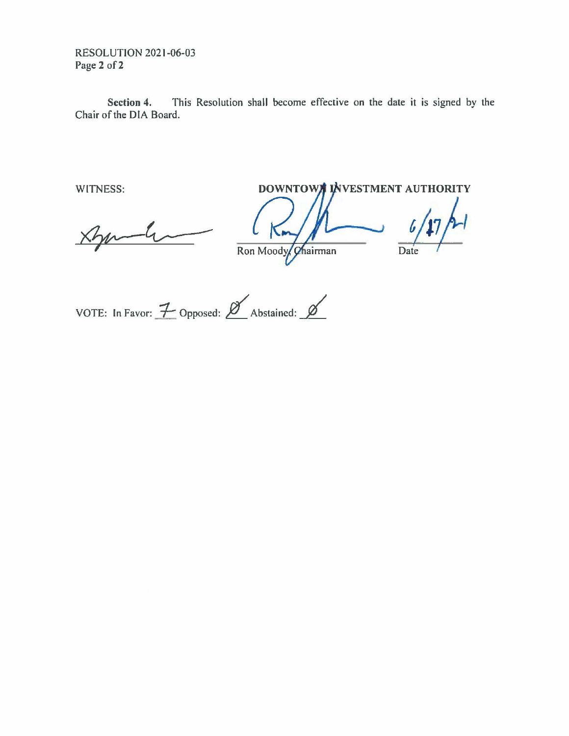RESOLUTION 2021-06-03

**Section 4.** This Resolution shall become effective on the date it is signed by the Chair of the DIA Board.

WITNESS:

**DOWNTOWN INVESTMENT AUTHORITY**

Ron Moody, Chairman

Date 6/17/21

VOTE: In Favor: 7 Opposed: Ø Abstained: Ø